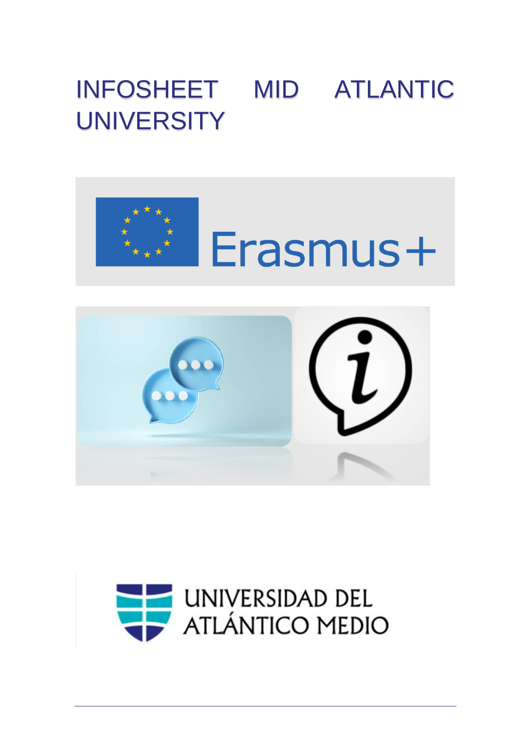# INFOSHEET MID ATLANTIC UNIVERSITY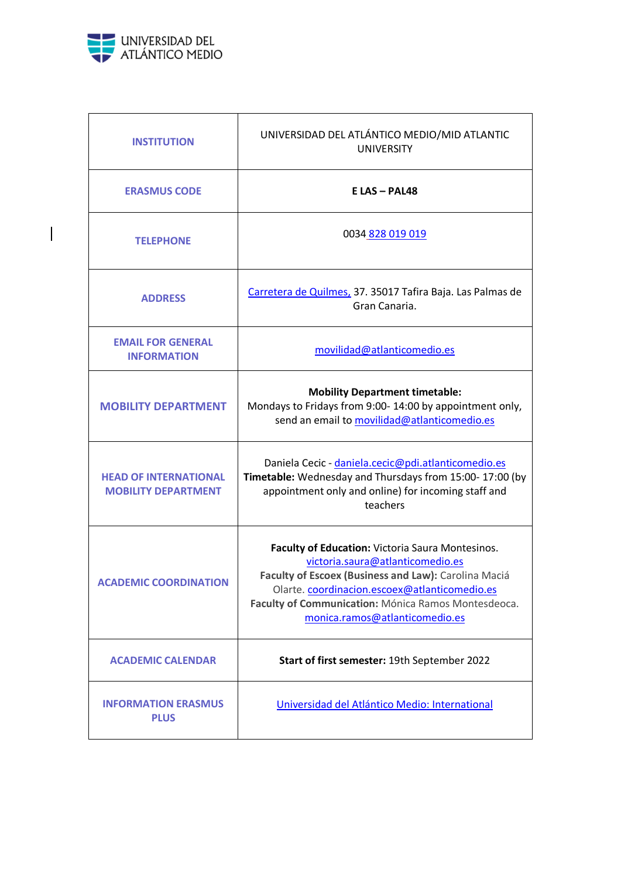| INSTITUTION | UNIVERSIDAD DEL ATLÁNTICO MEDIO/MID ATLANTIC UNIVERSITY |
|---|---|
| ERASMUS CODE | **E LAS – PAL48** |
| TELEPHONE | 0034 828 019 019 |
| ADDRESS | Carretera de Quilmes, 37. 35017 Tafira Baja. Las Palmas de Gran Canaria. |
| EMAIL FOR GENERAL INFORMATION | movilidad@atlanticomedio.es |
| MOBILITY DEPARTMENT | **Mobility Department timetable:** Mondays to Fridays from 9:00- 14:00 by appointment only, send an email to movilidad@atlanticomedio.es |
| HEAD OF INTERNATIONAL MOBILITY DEPARTMENT | Daniela Cecic - daniela.cecic@pdi.atlanticomedio.es **Timetable:** Wednesday and Thursdays from 15:00- 17:00 (by appointment only and online) for incoming staff and teachers |
| ACADEMIC COORDINATION | **Faculty of Education:** Victoria Saura Montesinos. victoria.saura@atlanticomedio.es **Faculty of Escoex (Business and Law):** Carolina Maciá Olarte. coordinacion.escoex@atlanticomedio.es **Faculty of Communication:** Mónica Ramos Montesdeoca. monica.ramos@atlanticomedio.es |
| ACADEMIC CALENDAR | **Start of first semester:** 19th September 2022 |
| INFORMATION ERASMUS PLUS | Universidad del Atlántico Medio: International |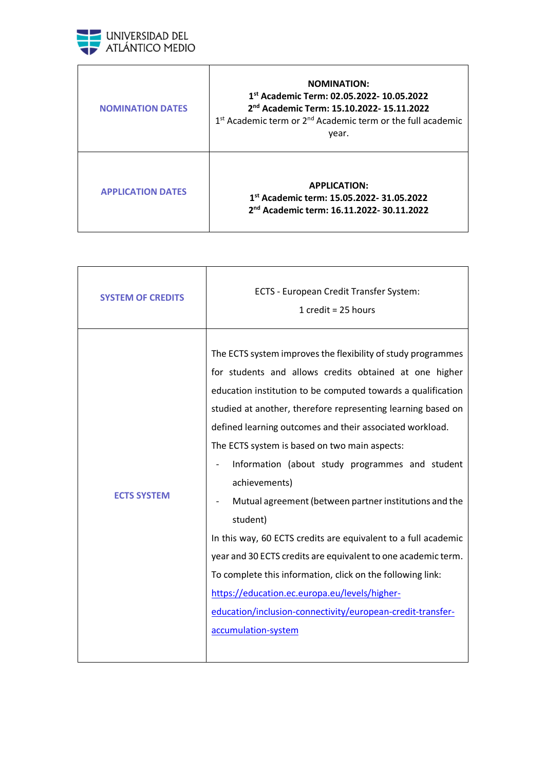| NOMINATION DATES | **NOMINATION:**<br>**1st Academic Term: 02.05.2022- 10.05.2022**<br>**2nd Academic Term: 15.10.2022- 15.11.2022**<br>1st Academic term or 2nd Academic term or the full academic year. |
|---|---|
| APPLICATION DATES | **APPLICATION:**<br>**1st Academic term: 15.05.2022- 31.05.2022**<br>**2nd Academic term: 16.11.2022- 30.11.2022** |

| SYSTEM OF CREDITS | ECTS - European Credit Transfer System:<br>1 credit = 25 hours |
|---|---|
| ECTS SYSTEM | The ECTS system improves the flexibility of study programmes for students and allows credits obtained at one higher education institution to be computed towards a qualification studied at another, therefore representing learning based on defined learning outcomes and their associated workload.<br>The ECTS system is based on two main aspects:<br>- Information (about study programmes and student achievements)<br>- Mutual agreement (between partner institutions and the student)<br>In this way, 60 ECTS credits are equivalent to a full academic year and 30 ECTS credits are equivalent to one academic term.<br>To complete this information, click on the following link:<br>https://education.ec.europa.eu/levels/higher-education/inclusion-connectivity/european-credit-transfer-accumulation-system |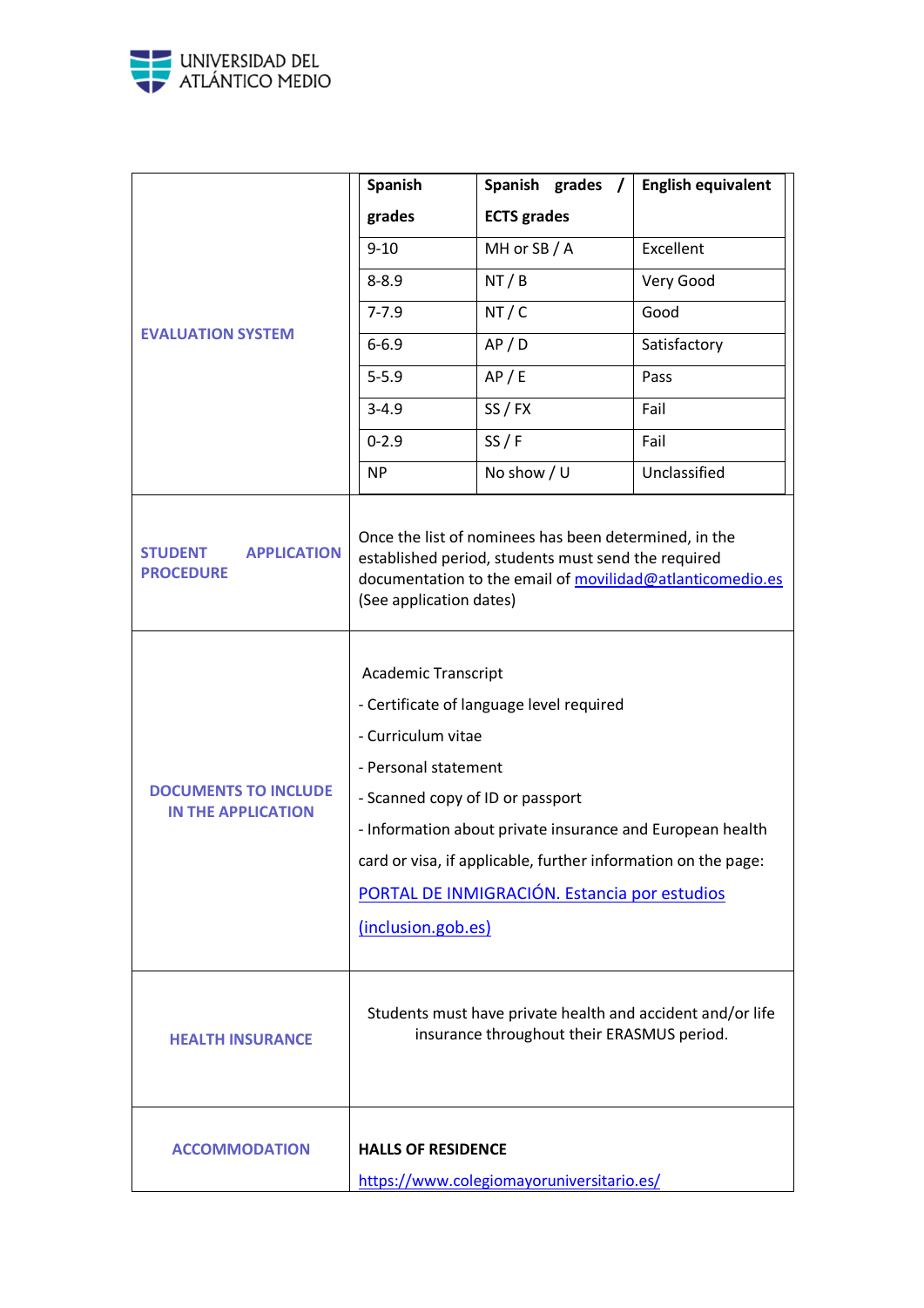| | |
|---|---|
| **EVALUATION SYSTEM** | **Spanish grades** / **Spanish grades / ECTS grades** / **English equivalent**<br>9-10 / MH or SB / A / Excellent<br>8-8.9 / NT / B / Very Good<br>7-7.9 / NT / C / Good<br>6-6.9 / AP / D / Satisfactory<br>5-5.9 / AP / E / Pass<br>3-4.9 / SS / FX / Fail<br>0-2.9 / SS / F / Fail<br>NP / No show / U / Unclassified |
| **STUDENT APPLICATION PROCEDURE** | Once the list of nominees has been determined, in the established period, students must send the required documentation to the email of [movilidad@atlanticomedio.es](mailto:movilidad@atlanticomedio.es) (See application dates) |
| **DOCUMENTS TO INCLUDE IN THE APPLICATION** | Academic Transcript<br>- Certificate of language level required<br>- Curriculum vitae<br>- Personal statement<br>- Scanned copy of ID or passport<br>- Information about private insurance and European health card or visa, if applicable, further information on the page: [PORTAL DE INMIGRACIÓN. Estancia por estudios (inclusion.gob.es)](inclusion.gob.es) |
| **HEALTH INSURANCE** | Students must have private health and accident and/or life insurance throughout their ERASMUS period. |
| **ACCOMMODATION** | **HALLS OF RESIDENCE**<br>[https://www.colegiomayoruniversitario.es/](https://www.colegiomayoruniversitario.es/) |

Evaluation system detail:

| Spanish grades | Spanish grades / ECTS grades | English equivalent |
|---|---|---|
| 9-10 | MH or SB / A | Excellent |
| 8-8.9 | NT / B | Very Good |
| 7-7.9 | NT / C | Good |
| 6-6.9 | AP / D | Satisfactory |
| 5-5.9 | AP / E | Pass |
| 3-4.9 | SS / FX | Fail |
| 0-2.9 | SS / F | Fail |
| NP | No show / U | Unclassified |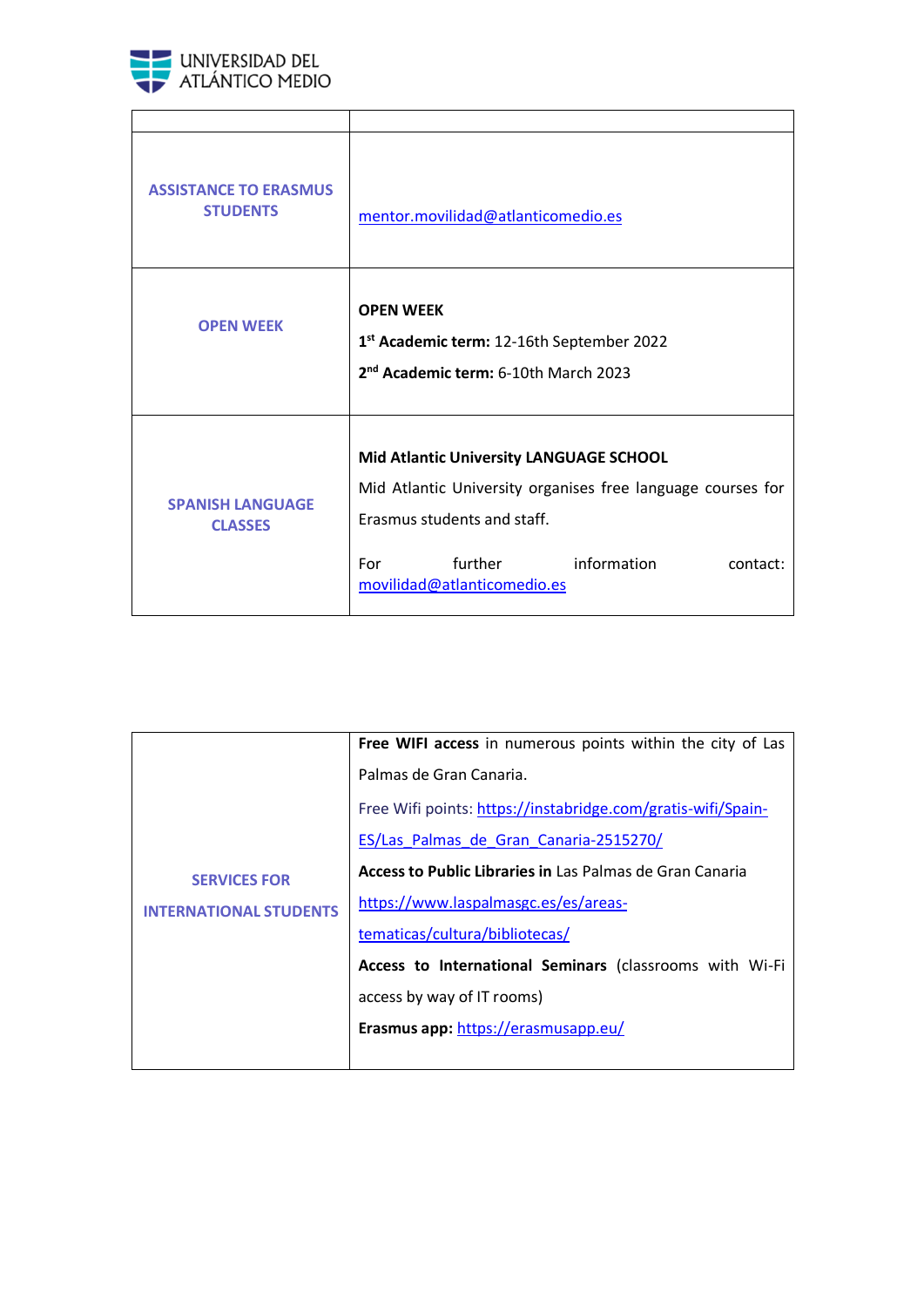| | |
|---|---|
| **ASSISTANCE TO ERASMUS STUDENTS** | mentor.movilidad@atlanticomedio.es |
| **OPEN WEEK** | **OPEN WEEK**<br>**1st Academic term:** 12-16th September 2022<br>**2nd Academic term:** 6-10th March 2023 |
| **SPANISH LANGUAGE CLASSES** | **Mid Atlantic University LANGUAGE SCHOOL**<br>Mid Atlantic University organises free language courses for Erasmus students and staff.<br><br>For further information contact: movilidad@atlanticomedio.es |

| | |
|---|---|
| **SERVICES FOR INTERNATIONAL STUDENTS** | **Free WIFI access** in numerous points within the city of Las Palmas de Gran Canaria.<br>Free Wifi points: https://instabridge.com/gratis-wifi/Spain-ES/Las_Palmas_de_Gran_Canaria-2515270/<br>**Access to Public Libraries in** Las Palmas de Gran Canaria https://www.laspalmasgc.es/es/areas-tematicas/cultura/bibliotecas/<br>**Access to International Seminars** (classrooms with Wi-Fi access by way of IT rooms)<br>**Erasmus app:** https://erasmusapp.eu/ |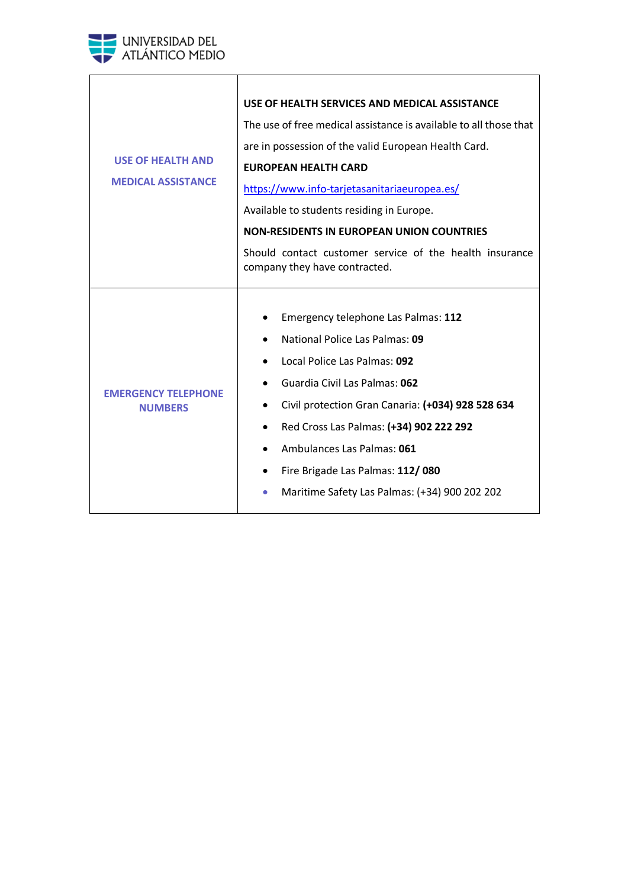| | |
|---|---|
| **USE OF HEALTH AND MEDICAL ASSISTANCE** | **USE OF HEALTH SERVICES AND MEDICAL ASSISTANCE**<br>The use of free medical assistance is available to all those that are in possession of the valid European Health Card.<br>**EUROPEAN HEALTH CARD**<br>https://www.info-tarjetasanitariaeuropea.es/<br>Available to students residing in Europe.<br>**NON-RESIDENTS IN EUROPEAN UNION COUNTRIES**<br>Should contact customer service of the health insurance company they have contracted. |
| **EMERGENCY TELEPHONE NUMBERS** | • Emergency telephone Las Palmas: **112**<br>• National Police Las Palmas: **09**<br>• Local Police Las Palmas: **092**<br>• Guardia Civil Las Palmas: **062**<br>• Civil protection Gran Canaria: **(+034) 928 528 634**<br>• Red Cross Las Palmas: **(+34) 902 222 292**<br>• Ambulances Las Palmas: **061**<br>• Fire Brigade Las Palmas: **112/ 080**<br>• Maritime Safety Las Palmas: (+34) 900 202 202 |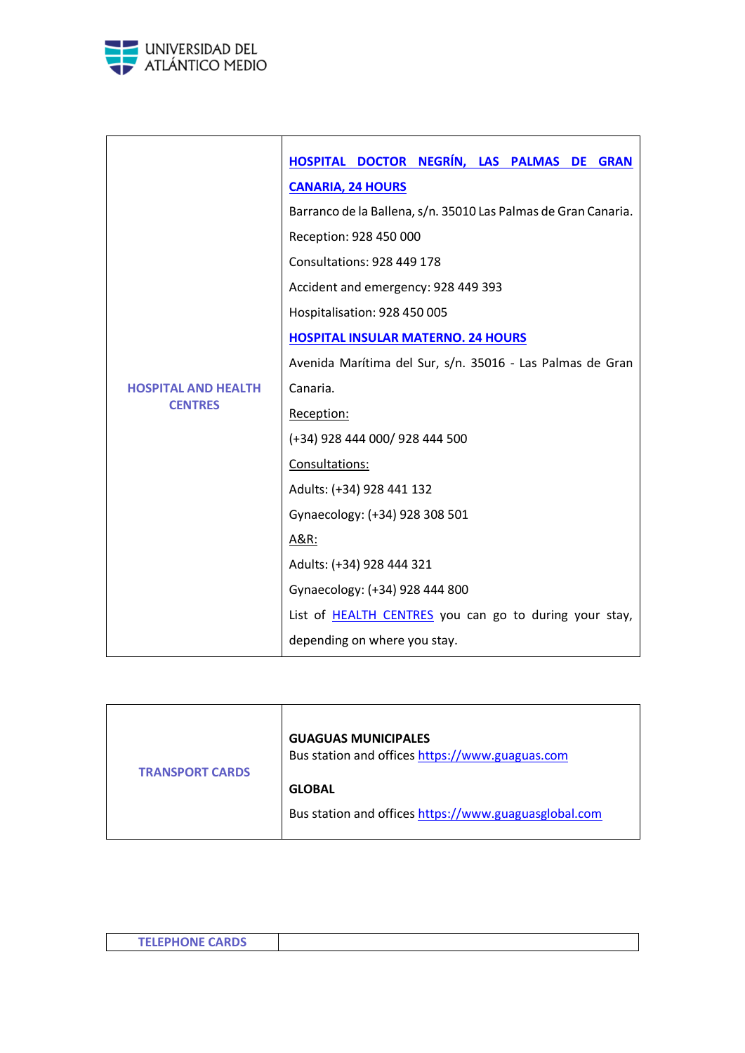| HOSPITAL AND HEALTH CENTRES | **HOSPITAL DOCTOR NEGRÍN, LAS PALMAS DE GRAN CANARIA, 24 HOURS**<br>Barranco de la Ballena, s/n. 35010 Las Palmas de Gran Canaria.<br>Reception: 928 450 000<br>Consultations: 928 449 178<br>Accident and emergency: 928 449 393<br>Hospitalisation: 928 450 005<br>**HOSPITAL INSULAR MATERNO. 24 HOURS**<br>Avenida Marítima del Sur, s/n. 35016 - Las Palmas de Gran Canaria.<br>Reception:<br>(+34) 928 444 000/ 928 444 500<br>Consultations:<br>Adults: (+34) 928 441 132<br>Gynaecology: (+34) 928 308 501<br>A&R:<br>Adults: (+34) 928 444 321<br>Gynaecology: (+34) 928 444 800<br>List of HEALTH CENTRES you can go to during your stay, depending on where you stay. |
|---|---|

| TRANSPORT CARDS | **GUAGUAS MUNICIPALES**<br>Bus station and offices https://www.guaguas.com<br><br>**GLOBAL**<br>Bus station and offices https://www.guaguasglobal.com |
|---|---|

| TELEPHONE CARDS | |
|---|---|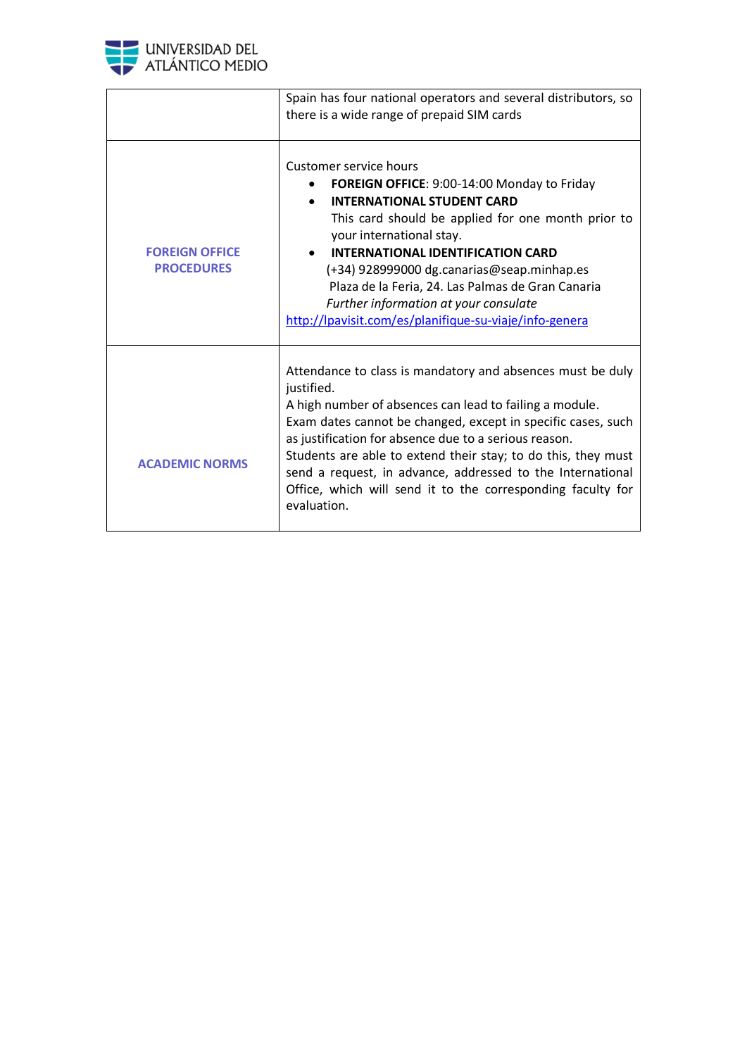| | |
|---|---|
| | Spain has four national operators and several distributors, so there is a wide range of prepaid SIM cards |
| **FOREIGN OFFICE PROCEDURES** | Customer service hours<br>• **FOREIGN OFFICE**: 9:00-14:00 Monday to Friday<br>• **INTERNATIONAL STUDENT CARD**<br>This card should be applied for one month prior to your international stay.<br>• **INTERNATIONAL IDENTIFICATION CARD**<br>(+34) 928999000 dg.canarias@seap.minhap.es<br>Plaza de la Feria, 24. Las Palmas de Gran Canaria<br>*Further information at your consulate*<br>[http://lpavisit.com/es/planifique-su-viaje/info-genera](http://lpavisit.com/es/planifique-su-viaje/info-genera) |
| **ACADEMIC NORMS** | Attendance to class is mandatory and absences must be duly justified.<br>A high number of absences can lead to failing a module.<br>Exam dates cannot be changed, except in specific cases, such as justification for absence due to a serious reason.<br>Students are able to extend their stay; to do this, they must send a request, in advance, addressed to the International Office, which will send it to the corresponding faculty for evaluation. |